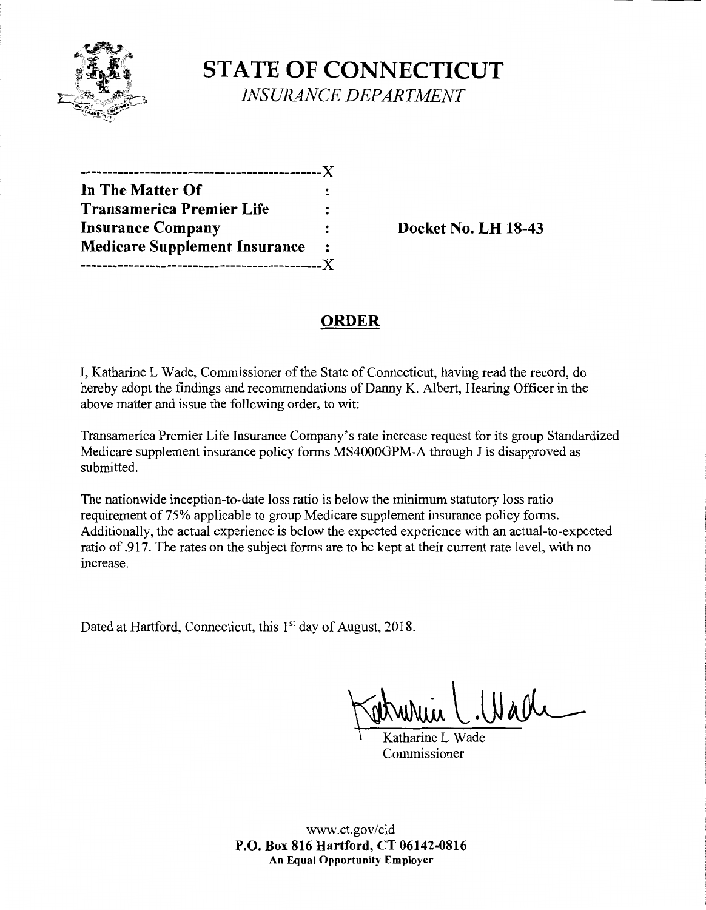# STATE OF CONNECTICUT

*INSURANCE DEPARTMENT*

```
---------------------------------------------X
In The Matter Of                             :
Transamerica Premier Life                    :
Insurance Company                            :
Medicare Supplement Insurance                :
---------------------------------------------X
```

**Docket No. LH 18-43**

## ORDER

I, Katharine L Wade, Commissioner of the State of Connecticut, having read the record, do hereby adopt the findings and recommendations of Danny K. Albert, Hearing Officer in the above matter and issue the following order, to wit:

Transamerica Premier Life Insurance Company's rate increase request for its group Standardized Medicare supplement insurance policy forms MS4000GPM-A through J is disapproved as submitted.

The nationwide inception-to-date loss ratio is below the minimum statutory loss ratio requirement of 75% applicable to group Medicare supplement insurance policy forms. Additionally, the actual experience is below the expected experience with an actual-to-expected ratio of .917. The rates on the subject forms are to be kept at their current rate level, with no increase.

Dated at Hartford, Connecticut, this 1st day of August, 2018.

Katharine L Wade
Commissioner

www.ct.gov/cid
**P.O. Box 816 Hartford, CT 06142-0816**
**An Equal Opportunity Employer**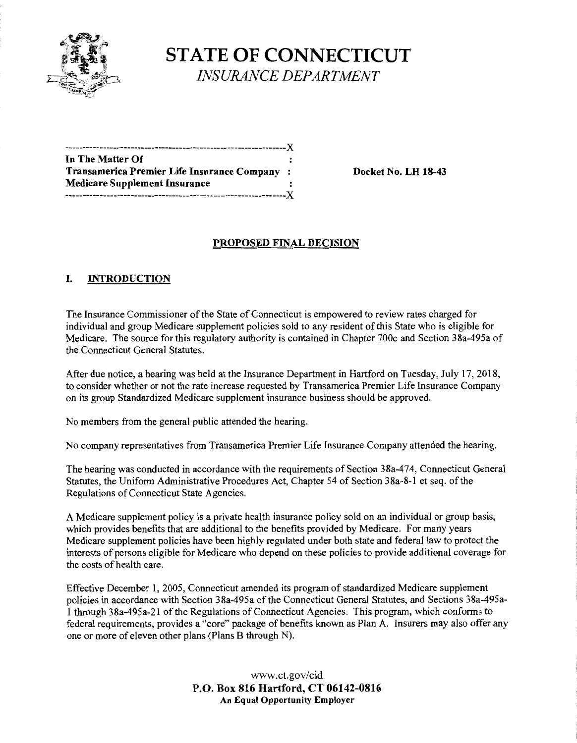# STATE OF CONNECTICUT

*INSURANCE DEPARTMENT*

```
----------------------------------------------------------------X
In The Matter Of                                                 :
Transamerica Premier Life Insurance Company                      :
Medicare Supplement Insurance                                    :
----------------------------------------------------------------X
```

**Docket No. LH 18-43**

## PROPOSED FINAL DECISION

## I. INTRODUCTION

The Insurance Commissioner of the State of Connecticut is empowered to review rates charged for individual and group Medicare supplement policies sold to any resident of this State who is eligible for Medicare. The source for this regulatory authority is contained in Chapter 700c and Section 38a-495a of the Connecticut General Statutes.

After due notice, a hearing was held at the Insurance Department in Hartford on Tuesday, July 17, 2018, to consider whether or not the rate increase requested by Transamerica Premier Life Insurance Company on its group Standardized Medicare supplement insurance business should be approved.

No members from the general public attended the hearing.

No company representatives from Transamerica Premier Life Insurance Company attended the hearing.

The hearing was conducted in accordance with the requirements of Section 38a-474, Connecticut General Statutes, the Uniform Administrative Procedures Act, Chapter 54 of Section 38a-8-1 et seq. of the Regulations of Connecticut State Agencies.

A Medicare supplement policy is a private health insurance policy sold on an individual or group basis, which provides benefits that are additional to the benefits provided by Medicare. For many years Medicare supplement policies have been highly regulated under both state and federal law to protect the interests of persons eligible for Medicare who depend on these policies to provide additional coverage for the costs of health care.

Effective December 1, 2005, Connecticut amended its program of standardized Medicare supplement policies in accordance with Section 38a-495a of the Connecticut General Statutes, and Sections 38a-495a-1 through 38a-495a-21 of the Regulations of Connecticut Agencies. This program, which conforms to federal requirements, provides a "core" package of benefits known as Plan A. Insurers may also offer any one or more of eleven other plans (Plans B through N).

www.ct.gov/cid
**P.O. Box 816 Hartford, CT 06142-0816**
**An Equal Opportunity Employer**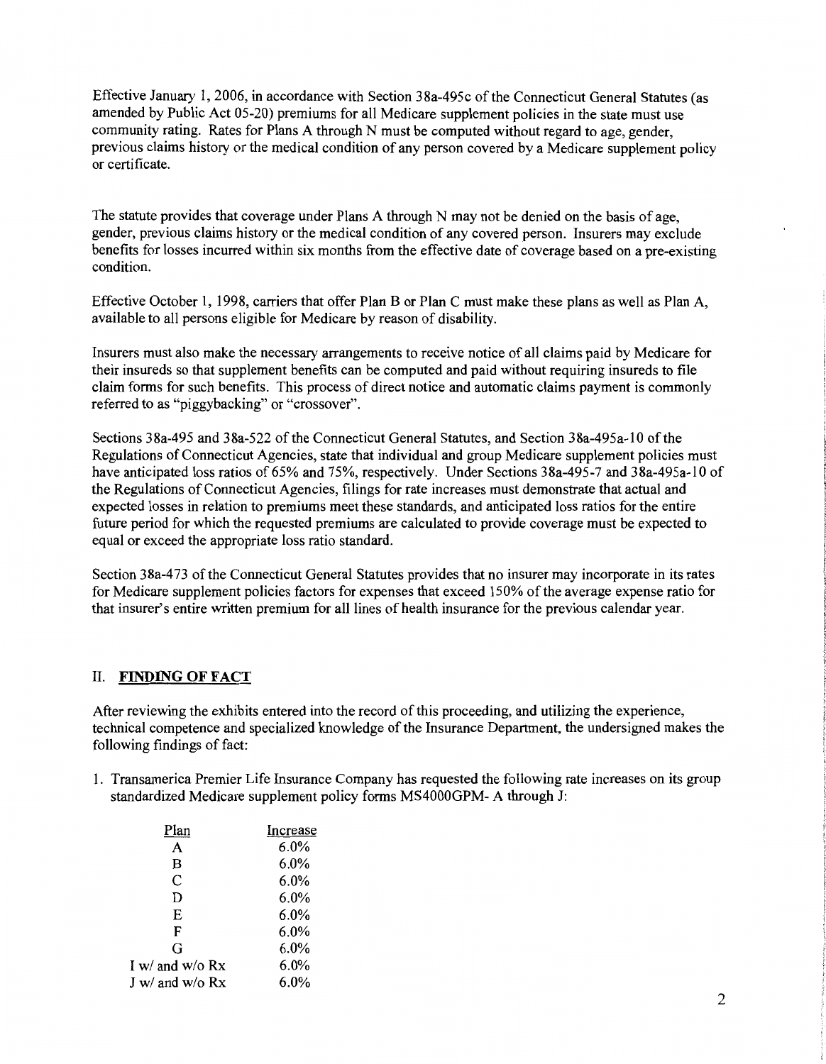Effective January 1, 2006, in accordance with Section 38a-495c of the Connecticut General Statutes (as amended by Public Act 05-20) premiums for all Medicare supplement policies in the state must use community rating. Rates for Plans A through N must be computed without regard to age, gender, previous claims history or the medical condition of any person covered by a Medicare supplement policy or certificate.

The statute provides that coverage under Plans A through N may not be denied on the basis of age, gender, previous claims history or the medical condition of any covered person. Insurers may exclude benefits for losses incurred within six months from the effective date of coverage based on a pre-existing condition.

Effective October 1, 1998, carriers that offer Plan B or Plan C must make these plans as well as Plan A, available to all persons eligible for Medicare by reason of disability.

Insurers must also make the necessary arrangements to receive notice of all claims paid by Medicare for their insureds so that supplement benefits can be computed and paid without requiring insureds to file claim forms for such benefits. This process of direct notice and automatic claims payment is commonly referred to as "piggybacking" or "crossover".

Sections 38a-495 and 38a-522 of the Connecticut General Statutes, and Section 38a-495a-10 of the Regulations of Connecticut Agencies, state that individual and group Medicare supplement policies must have anticipated loss ratios of 65% and 75%, respectively. Under Sections 38a-495-7 and 38a-495a-10 of the Regulations of Connecticut Agencies, filings for rate increases must demonstrate that actual and expected losses in relation to premiums meet these standards, and anticipated loss ratios for the entire future period for which the requested premiums are calculated to provide coverage must be expected to equal or exceed the appropriate loss ratio standard.

Section 38a-473 of the Connecticut General Statutes provides that no insurer may incorporate in its rates for Medicare supplement policies factors for expenses that exceed 150% of the average expense ratio for that insurer's entire written premium for all lines of health insurance for the previous calendar year.

## II. **FINDING OF FACT**

After reviewing the exhibits entered into the record of this proceeding, and utilizing the experience, technical competence and specialized knowledge of the Insurance Department, the undersigned makes the following findings of fact:

1. Transamerica Premier Life Insurance Company has requested the following rate increases on its group standardized Medicare supplement policy forms MS4000GPM- A through J:

| Plan | Increase |
|---|---|
| A | 6.0% |
| B | 6.0% |
| C | 6.0% |
| D | 6.0% |
| E | 6.0% |
| F | 6.0% |
| G | 6.0% |
| I w/ and w/o Rx | 6.0% |
| J w/ and w/o Rx | 6.0% |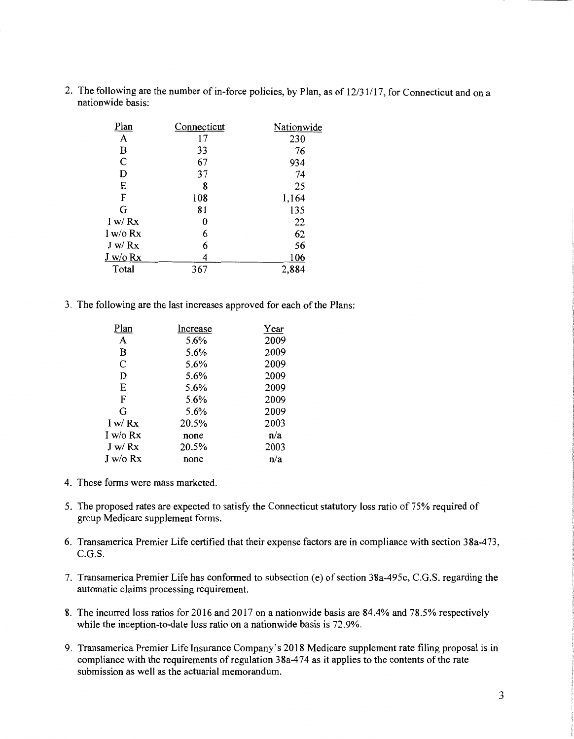2. The following are the number of in-force policies, by Plan, as of 12/31/17, for Connecticut and on a nationwide basis:

| Plan | Connecticut | Nationwide |
|---|---|---|
| A | 17 | 230 |
| B | 33 | 76 |
| C | 67 | 934 |
| D | 37 | 74 |
| E | 8 | 25 |
| F | 108 | 1,164 |
| G | 81 | 135 |
| I w/ Rx | 0 | 22 |
| I w/o Rx | 6 | 62 |
| J w/ Rx | 6 | 56 |
| J w/o Rx | 4 | 106 |
| Total | 367 | 2,884 |

3. The following are the last increases approved for each of the Plans:

| Plan | Increase | Year |
|---|---|---|
| A | 5.6% | 2009 |
| B | 5.6% | 2009 |
| C | 5.6% | 2009 |
| D | 5.6% | 2009 |
| E | 5.6% | 2009 |
| F | 5.6% | 2009 |
| G | 5.6% | 2009 |
| I w/ Rx | 20.5% | 2003 |
| I w/o Rx | none | n/a |
| J w/ Rx | 20.5% | 2003 |
| J w/o Rx | none | n/a |

4. These forms were mass marketed.

5. The proposed rates are expected to satisfy the Connecticut statutory loss ratio of 75% required of group Medicare supplement forms.

6. Transamerica Premier Life certified that their expense factors are in compliance with section 38a-473, C.G.S.

7. Transamerica Premier Life has conformed to subsection (e) of section 38a-495c, C.G.S. regarding the automatic claims processing requirement.

8. The incurred loss ratios for 2016 and 2017 on a nationwide basis are 84.4% and 78.5% respectively while the inception-to-date loss ratio on a nationwide basis is 72.9%.

9. Transamerica Premier Life Insurance Company's 2018 Medicare supplement rate filing proposal is in compliance with the requirements of regulation 38a-474 as it applies to the contents of the rate submission as well as the actuarial memorandum.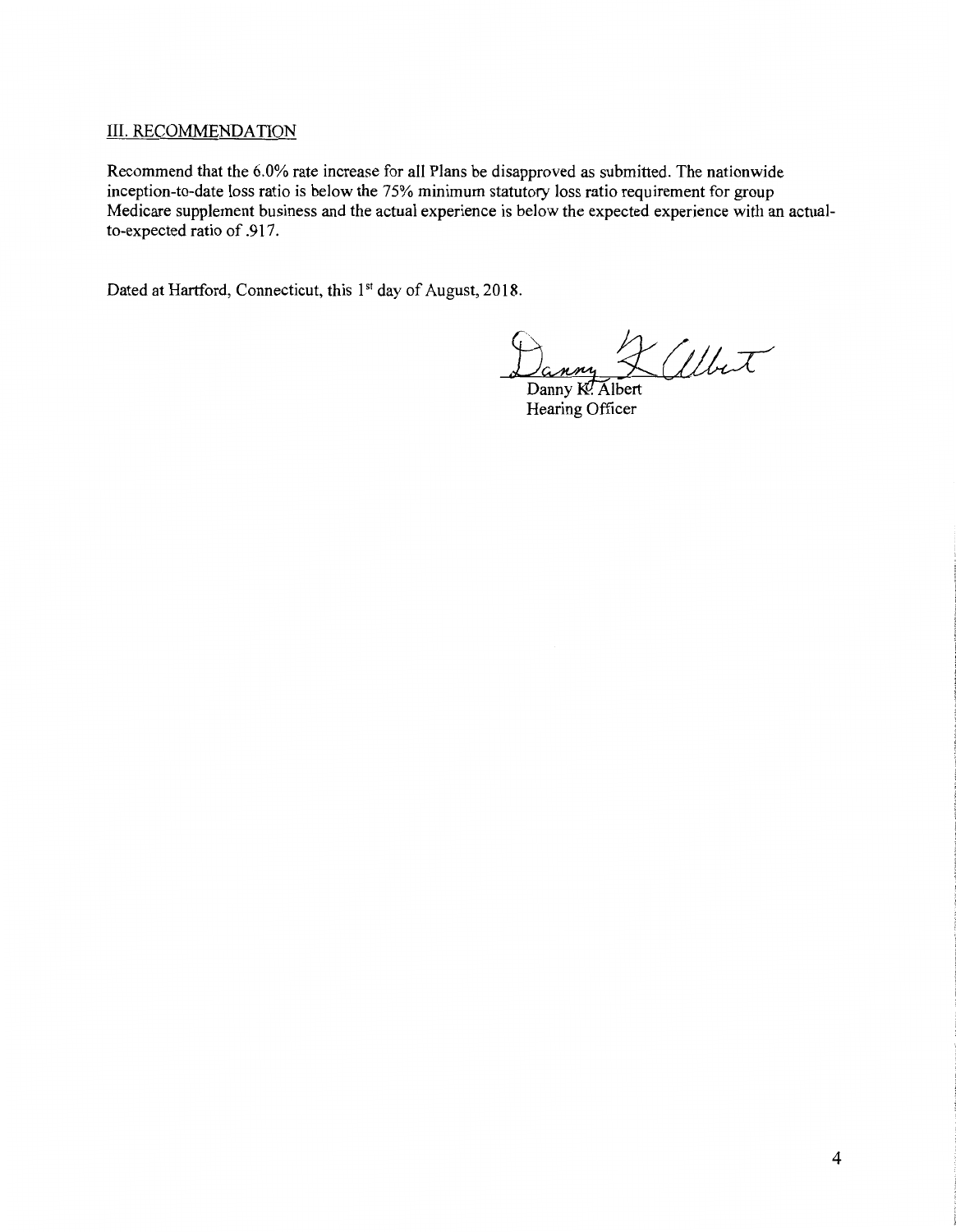## III. RECOMMENDATION

Recommend that the 6.0% rate increase for all Plans be disapproved as submitted. The nationwide inception-to-date loss ratio is below the 75% minimum statutory loss ratio requirement for group Medicare supplement business and the actual experience is below the expected experience with an actual-to-expected ratio of .917.

Dated at Hartford, Connecticut, this 1st day of August, 2018.

Danny K. Albert
Hearing Officer